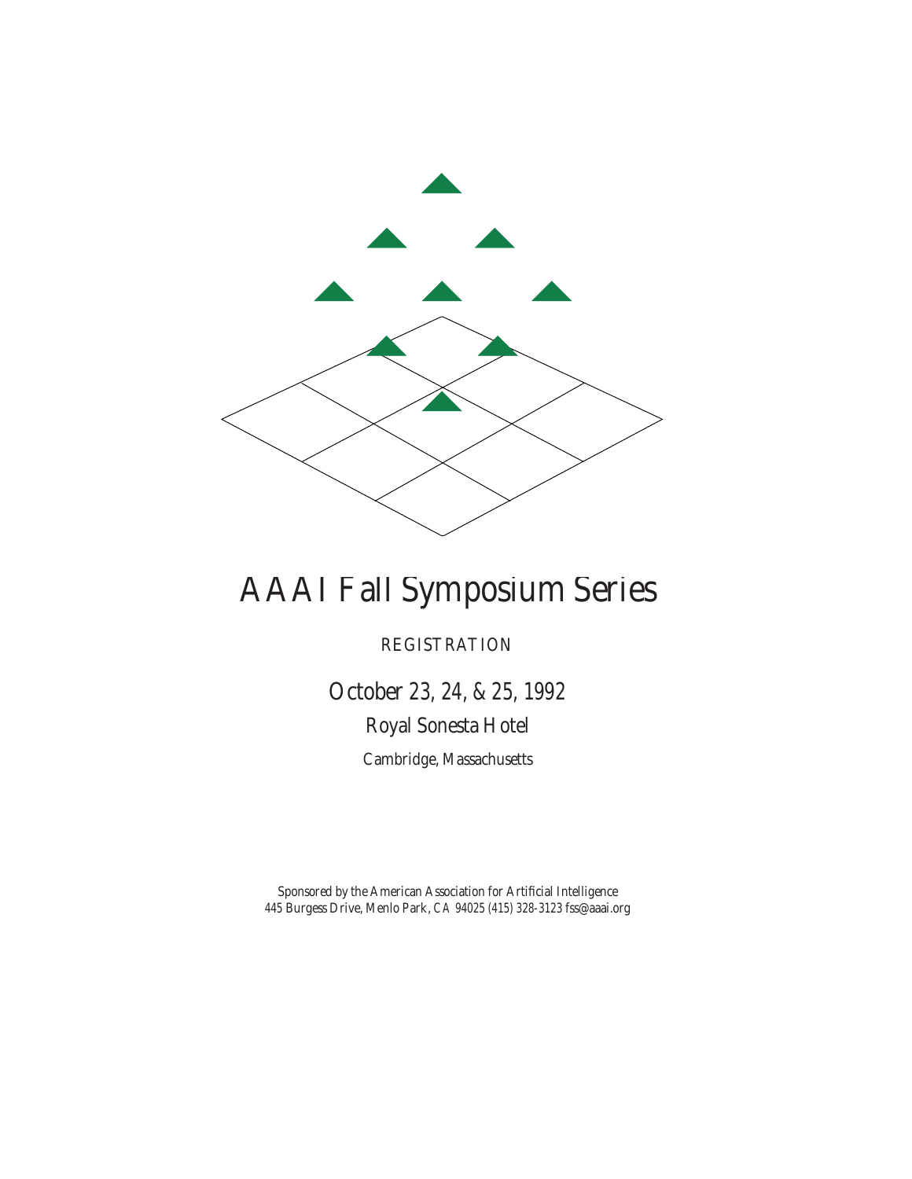# AAAI Fall Symposium Series

REGISTRATION

## October 23, 24, & 25, 1992

### Royal Sonesta Hotel

Cambridge, Massachusetts

Sponsored by the American Association for Artificial Intelligence
445 Burgess Drive, Menlo Park, CA 94025 (415) 328-3123 fss@aaai.org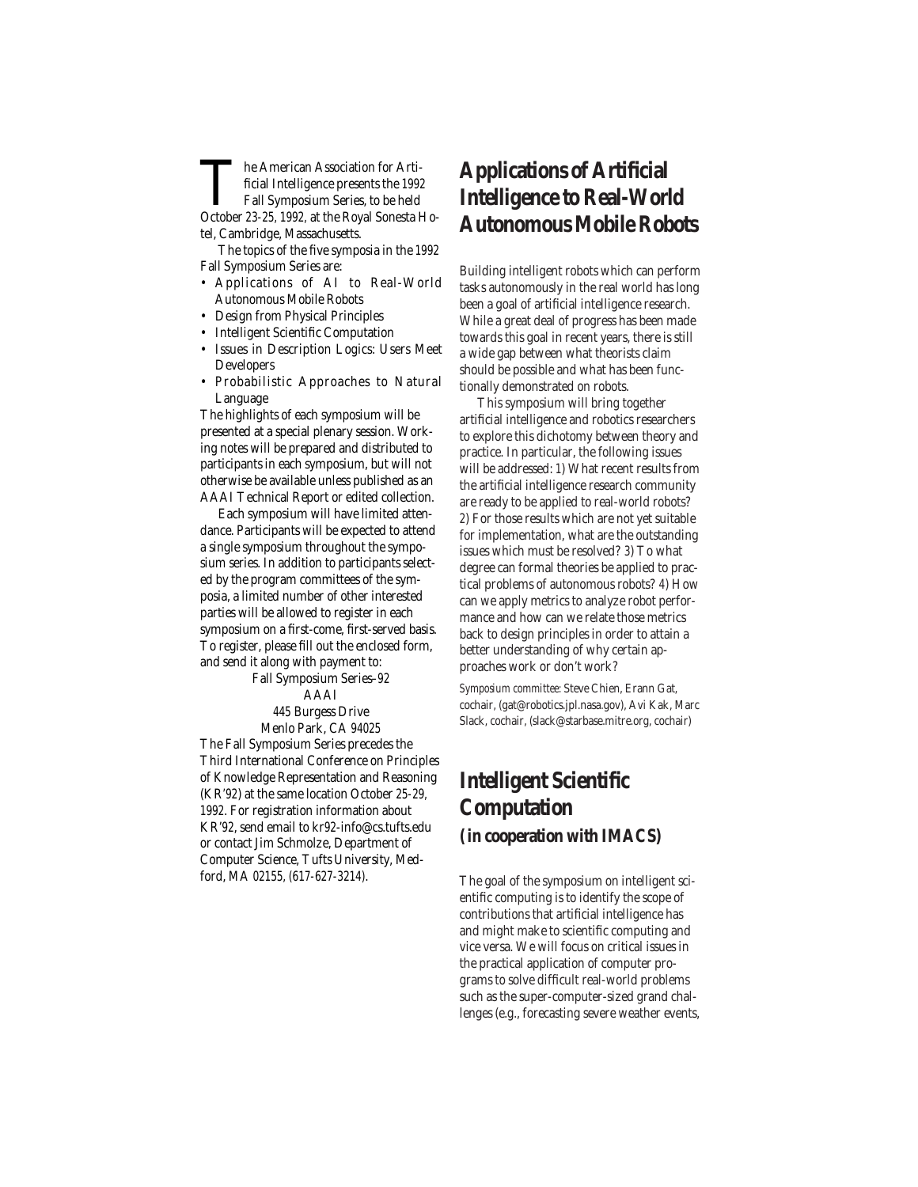The American Association for Artificial Intelligence presents the 1992 Fall Symposium Series, to be held October 23-25, 1992, at the Royal Sonesta Hotel, Cambridge, Massachusetts.

The topics of the five symposia in the 1992 Fall Symposium Series are:

- Applications of AI to Real-World Autonomous Mobile Robots
- Design from Physical Principles
- Intelligent Scientific Computation
- Issues in Description Logics: Users Meet Developers
- Probabilistic Approaches to Natural Language

The highlights of each symposium will be presented at a special plenary session. Working notes will be prepared and distributed to participants in each symposium, but will not otherwise be available unless published as an AAAI Technical Report or edited collection.

Each symposium will have limited attendance. Participants will be expected to attend a single symposium throughout the symposium series. In addition to participants selected by the program committees of the symposia, a limited number of other interested parties will be allowed to register in each symposium on a first-come, first-served basis. To register, please fill out the enclosed form, and send it along with payment to:

Fall Symposium Series–92
AAAI
445 Burgess Drive
Menlo Park, CA 94025

The Fall Symposium Series precedes the Third International Conference on Principles of Knowledge Representation and Reasoning (KR'92) at the same location October 25-29, 1992. For registration information about KR'92, send email to kr92-info@cs.tufts.edu or contact Jim Schmolze, Department of Computer Science, Tufts University, Medford, MA 02155, (617-627-3214).

## Applications of Artificial Intelligence to Real-World Autonomous Mobile Robots

Building intelligent robots which can perform tasks autonomously in the real world has long been a goal of artificial intelligence research. While a great deal of progress has been made towards this goal in recent years, there is still a wide gap between what theorists claim should be possible and what has been functionally demonstrated on robots.

This symposium will bring together artificial intelligence and robotics researchers to explore this dichotomy between theory and practice. In particular, the following issues will be addressed: 1) What recent results from the artificial intelligence research community are ready to be applied to real-world robots? 2) For those results which are not yet suitable for implementation, what are the outstanding issues which must be resolved? 3) To what degree can formal theories be applied to practical problems of autonomous robots? 4) How can we apply metrics to analyze robot performance and how can we relate those metrics back to design principles in order to attain a better understanding of why certain approaches work or don't work?

*Symposium committee:* Steve Chien, Erann Gat, cochair, (gat@robotics.jpl.nasa.gov), Avi Kak, Marc Slack, cochair, (slack@starbase.mitre.org, cochair)

## Intelligent Scientific Computation

### (in cooperation with IMACS)

The goal of the symposium on intelligent scientific computing is to identify the scope of contributions that artificial intelligence has and might make to scientific computing and vice versa. We will focus on critical issues in the practical application of computer programs to solve difficult real-world problems such as the super-computer-sized grand challenges (e.g., forecasting severe weather events,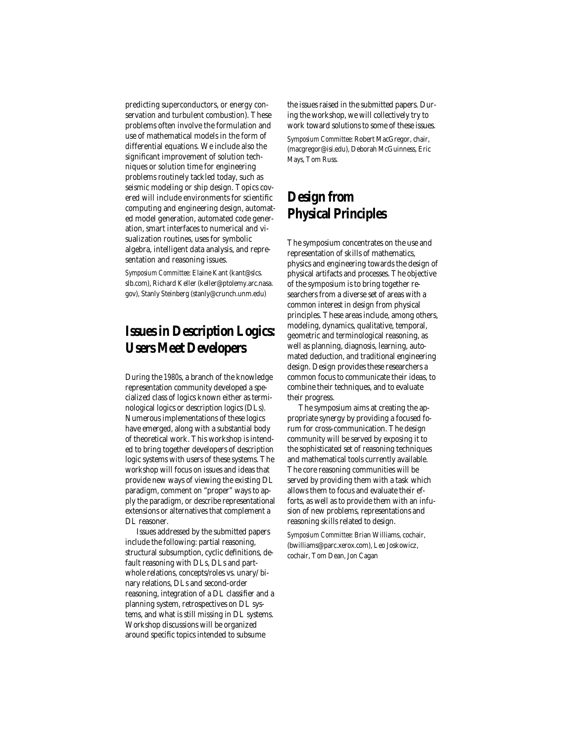predicting superconductors, or energy conservation and turbulent combustion). These problems often involve the formulation and use of mathematical models in the form of differential equations. We include also the significant improvement of solution techniques or solution time for engineering problems routinely tackled today, such as seismic modeling or ship design. Topics covered will include environments for scientific computing and engineering design, automated model generation, automated code generation, smart interfaces to numerical and visualization routines, uses for symbolic algebra, intelligent data analysis, and representation and reasoning issues.

*Symposium Committee:* Elaine Kant (kant@slcs.slb.com), Richard Keller (keller@ptolemy.arc.nasa.gov), Stanly Steinberg (stanly@crunch.unm.edu)

## Issues in Description Logics: Users Meet Developers

During the 1980s, a branch of the knowledge representation community developed a specialized class of logics known either as terminological logics or description logics (DLs). Numerous implementations of these logics have emerged, along with a substantial body of theoretical work. This workshop is intended to bring together developers of description logic systems with users of these systems. The workshop will focus on issues and ideas that provide new ways of viewing the existing DL paradigm, comment on "proper" ways to apply the paradigm, or describe representational extensions or alternatives that complement a DL reasoner.

Issues addressed by the submitted papers include the following: partial reasoning, structural subsumption, cyclic definitions, default reasoning with DLs, DLs and part-whole relations, concepts/roles vs. unary/binary relations, DLs and second-order reasoning, integration of a DL classifier and a planning system, retrospectives on DL systems, and what is still missing in DL systems. Workshop discussions will be organized around specific topics intended to subsume the issues raised in the submitted papers. During the workshop, we will collectively try to work toward solutions to some of these issues.

*Symposium Committee:* Robert MacGregor, chair, (macgregor@isi.edu), Deborah McGuinness, Eric Mays, Tom Russ.

## Design from Physical Principles

The symposium concentrates on the use and representation of skills of mathematics, physics and engineering towards the design of physical artifacts and processes. The objective of the symposium is to bring together researchers from a diverse set of areas with a common interest in design from physical principles. These areas include, among others, modeling, dynamics, qualitative, temporal, geometric and terminological reasoning, as well as planning, diagnosis, learning, automated deduction, and traditional engineering design. Design provides these researchers a common focus to communicate their ideas, to combine their techniques, and to evaluate their progress.

The symposium aims at creating the appropriate synergy by providing a focused forum for cross-communication. The design community will be served by exposing it to the sophisticated set of reasoning techniques and mathematical tools currently available. The core reasoning communities will be served by providing them with a task which allows them to focus and evaluate their efforts, as well as to provide them with an infusion of new problems, representations and reasoning skills related to design.

*Symposium Committee:* Brian Williams, cochair, (bwilliams@parc.xerox.com), Leo Joskowicz, cochair, Tom Dean, Jon Cagan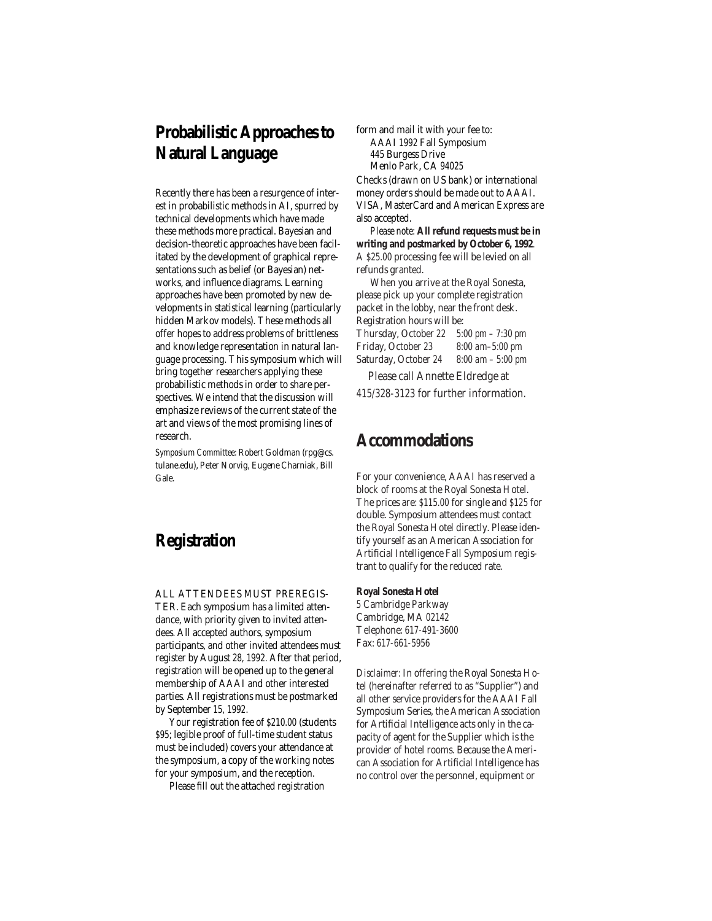## Probabilistic Approaches to Natural Language

Recently there has been a resurgence of interest in probabilistic methods in AI, spurred by technical developments which have made these methods more practical. Bayesian and decision-theoretic approaches have been facilitated by the development of graphical representations such as belief (or Bayesian) networks, and influence diagrams. Learning approaches have been promoted by new developments in statistical learning (particularly hidden Markov models). These methods all offer hopes to address problems of brittleness and knowledge representation in natural language processing. This symposium which will bring together researchers applying these probabilistic methods in order to share perspectives. We intend that the discussion will emphasize reviews of the current state of the art and views of the most promising lines of research.

*Symposium Committee:* Robert Goldman (rpg@cs.tulane.edu), Peter Norvig, Eugene Charniak, Bill Gale.

## Registration

ALL ATTENDEES MUST PREREGISTER. Each symposium has a limited attendance, with priority given to invited attendees. All accepted authors, symposium participants, and other invited attendees must register by August 28, 1992. After that period, registration will be opened up to the general membership of AAAI and other interested parties. All registrations must be postmarked by September 15, 1992.

Your registration fee of $210.00 (students $95; legible proof of full-time student status must be included) covers your attendance at the symposium, a copy of the working notes for your symposium, and the reception.

Please fill out the attached registration form and mail it with your fee to:

AAAI 1992 Fall Symposium
445 Burgess Drive
Menlo Park, CA 94025

Checks (drawn on US bank) or international money orders should be made out to AAAI. VISA, MasterCard and American Express are also accepted.

*Please note:* **All refund requests must be in writing and postmarked by October 6, 1992**. A $25.00 processing fee will be levied on all refunds granted.

When you arrive at the Royal Sonesta, please pick up your complete registration packet in the lobby, near the front desk. Registration hours will be:

Thursday, October 22 5:00 pm – 7:30 pm
Friday, October 23 8:00 am–5:00 pm
Saturday, October 24 8:00 am – 5:00 pm

Please call Annette Eldredge at 415/328-3123 for further information.

## Accommodations

For your convenience, AAAI has reserved a block of rooms at the Royal Sonesta Hotel. The prices are: $115.00 for single and $125 for double. Symposium attendees must contact the Royal Sonesta Hotel directly. Please identify yourself as an American Association for Artificial Intelligence Fall Symposium registrant to qualify for the reduced rate.

**Royal Sonesta Hotel**
5 Cambridge Parkway
Cambridge, MA 02142
Telephone: 617-491-3600
Fax: 617-661-5956

*Disclaimer:* In offering the Royal Sonesta Hotel (hereinafter referred to as "Supplier") and all other service providers for the AAAI Fall Symposium Series, the American Association for Artificial Intelligence acts only in the capacity of agent for the Supplier which is the provider of hotel rooms. Because the American Association for Artificial Intelligence has no control over the personnel, equipment or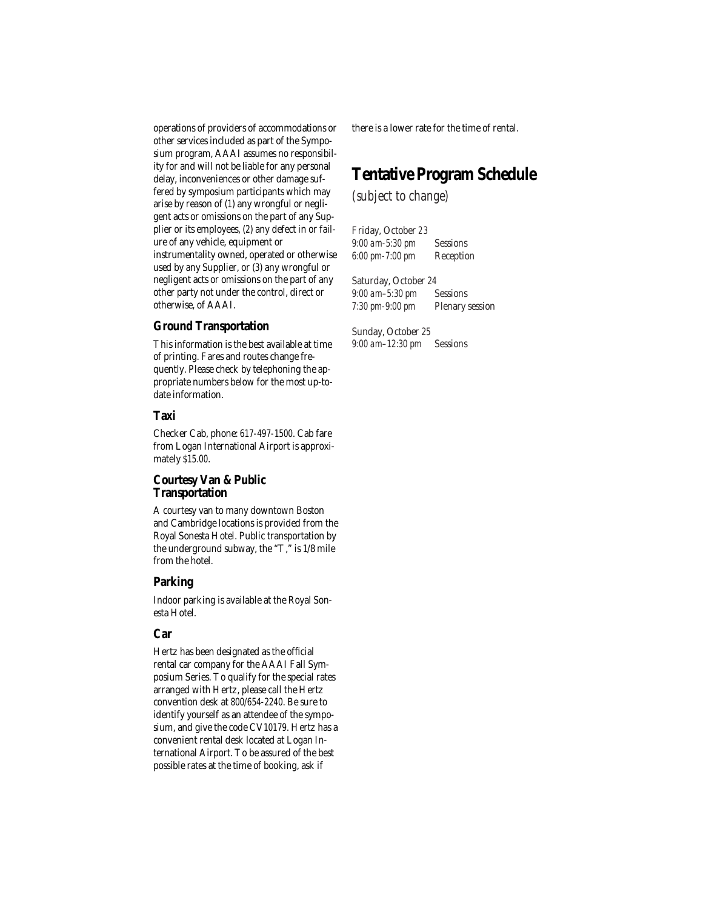operations of providers of accommodations or other services included as part of the Symposium program, AAAI assumes no responsibility for and will not be liable for any personal delay, inconveniences or other damage suffered by symposium participants which may arise by reason of (1) any wrongful or negligent acts or omissions on the part of any Supplier or its employees, (2) any defect in or failure of any vehicle, equipment or instrumentality owned, operated or otherwise used by any Supplier, or (3) any wrongful or negligent acts or omissions on the part of any other party not under the control, direct or otherwise, of AAAI.

### Ground Transportation

This information is the best available at time of printing. Fares and routes change frequently. Please check by telephoning the appropriate numbers below for the most up-to-date information.

### Taxi

Checker Cab, phone: 617-497-1500. Cab fare from Logan International Airport is approximately $15.00.

### Courtesy Van & Public Transportation

A courtesy van to many downtown Boston and Cambridge locations is provided from the Royal Sonesta Hotel. Public transportation by the underground subway, the "T," is 1/8 mile from the hotel.

### Parking

Indoor parking is available at the Royal Sonesta Hotel.

### Car

Hertz has been designated as the official rental car company for the AAAI Fall Symposium Series. To qualify for the special rates arranged with Hertz, please call the Hertz convention desk at 800/654-2240. Be sure to identify yourself as an attendee of the symposium, and give the code CV10179. Hertz has a convenient rental desk located at Logan International Airport. To be assured of the best possible rates at the time of booking, ask if there is a lower rate for the time of rental.

## Tentative Program Schedule

*(subject to change)*

Friday, October 23
*9:00 am-5:30 pm* Sessions
*6:00 pm-7:00 pm* Reception

Saturday, October 24
*9:00 am–5:30 pm* Sessions
*7:30 pm-9:00 pm* Plenary session

Sunday, October 25
*9:00 am–12:30 pm* Sessions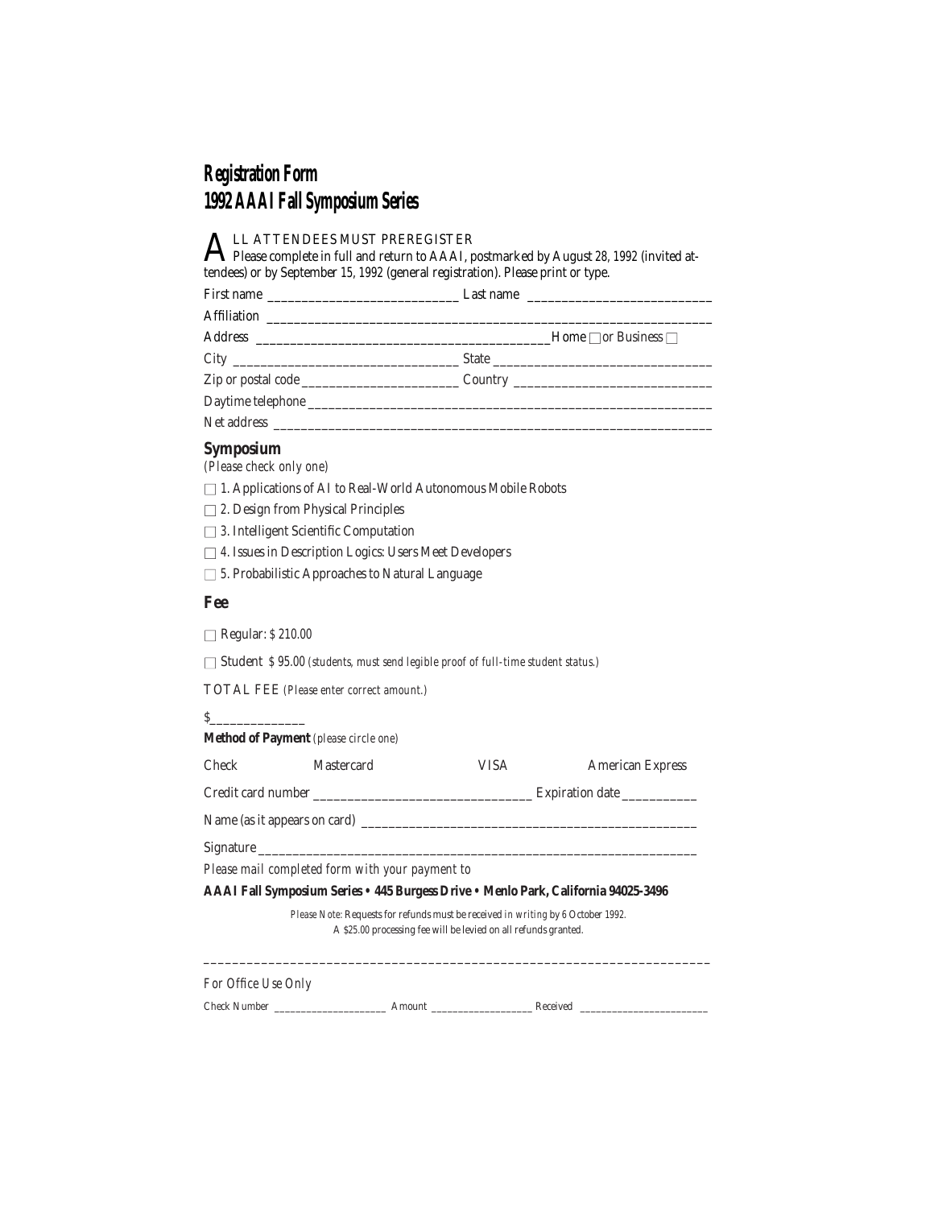# Registration Form
# 1992 AAAI Fall Symposium Series

ALL ATTENDEES MUST PREREGISTER
Please complete in full and return to AAAI, postmarked by August 28, 1992 (invited attendees) or by September 15, 1992 (general registration). Please print or type.

First name ___________________________ Last name ___________________________

Affiliation ___________________________________________________________________

Address ____________________________________________Home ☐ or Business ☐

City _________________________________ State _________________________________

Zip or postal code ______________________ Country ____________________________

Daytime telephone ______________________________________________________________

Net address ____________________________________________________________________

## Symposium

*(Please check only one)*

☐ 1. Applications of AI to Real-World Autonomous Mobile Robots

☐ 2. Design from Physical Principles

☐ 3. Intelligent Scientific Computation

☐ 4. Issues in Description Logics: Users Meet Developers

☐ 5. Probabilistic Approaches to Natural Language

## Fee

☐ Regular: *$ 210.00*

☐ Student *$ 95.00 (students, must send legible proof of full-time student status.)*

TOTAL FEE *(Please enter correct amount.)*

$______________

**Method of Payment** *(please circle one)*

Check Mastercard VISA American Express

Credit card number ________________________________ Expiration date ___________

Name (as it appears on card) __________________________________________________

Signature ________________________________________________________________

*Please mail completed form with your payment to*

**AAAI Fall Symposium Series • 445 Burgess Drive • Menlo Park, California 94025-3496**

*Please Note: Requests for refunds must be received in writing by 6 October 1992.*
*A $25.00 processing fee will be levied on all refunds granted.*

---

*For Office Use Only*

Check Number _____________________ Amount ___________________ Received ________________________